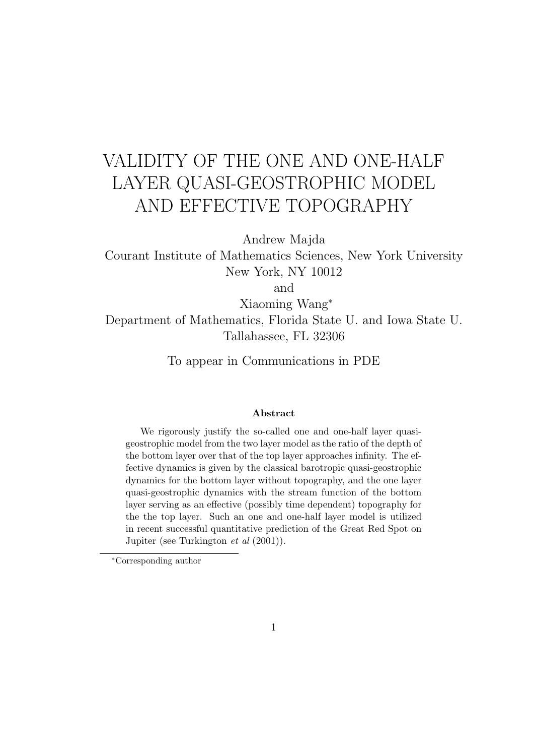# VALIDITY OF THE ONE AND ONE-HALF LAYER QUASI-GEOSTROPHIC MODEL AND EFFECTIVE TOPOGRAPHY

Andrew Majda
Courant Institute of Mathematics Sciences, New York University
New York, NY 10012

and

Xiaoming Wang*
Department of Mathematics, Florida State U. and Iowa State U.
Tallahassee, FL 32306

To appear in Communications in PDE

### Abstract

We rigorously justify the so-called one and one-half layer quasi-geostrophic model from the two layer model as the ratio of the depth of the bottom layer over that of the top layer approaches infinity. The effective dynamics is given by the classical barotropic quasi-geostrophic dynamics for the bottom layer without topography, and the one layer quasi-geostrophic dynamics with the stream function of the bottom layer serving as an effective (possibly time dependent) topography for the the top layer. Such an one and one-half layer model is utilized in recent successful quantitative prediction of the Great Red Spot on Jupiter (see Turkington *et al* (2001)).

---

*Corresponding author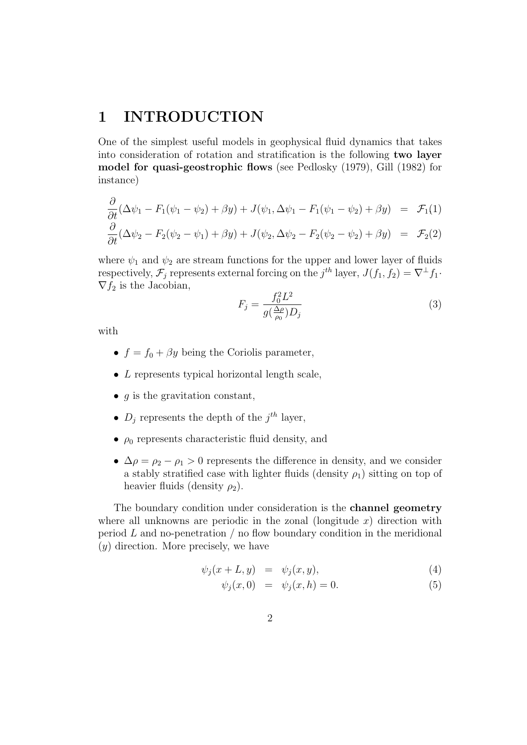# 1 INTRODUCTION

One of the simplest useful models in geophysical fluid dynamics that takes into consideration of rotation and stratification is the following **two layer model for quasi-geostrophic flows** (see Pedlosky (1979), Gill (1982) for instance)

$$
\begin{aligned}
\frac{\partial}{\partial t}(\Delta\psi_1 - F_1(\psi_1-\psi_2)+\beta y) + J(\psi_1, \Delta\psi_1 - F_1(\psi_1-\psi_2)+\beta y) &= \mathcal{F}_1 \quad (1)\\
\frac{\partial}{\partial t}(\Delta\psi_2 - F_2(\psi_2-\psi_1)+\beta y) + J(\psi_2, \Delta\psi_2 - F_2(\psi_2-\psi_2)+\beta y) &= \mathcal{F}_2 \quad (2)
\end{aligned}
$$

where $\psi_1$ and $\psi_2$ are stream functions for the upper and lower layer of fluids respectively, $\mathcal{F}_j$ represents external forcing on the $j^{th}$ layer, $J(f_1, f_2) = \nabla^{\perp} f_1 \cdot \nabla f_2$ is the Jacobian,

$$
F_j = \frac{f_0^2 L^2}{g(\frac{\Delta\rho}{\rho_0})D_j} \tag{3}
$$

with

- $f = f_0 + \beta y$ being the Coriolis parameter,
- $L$ represents typical horizontal length scale,
- $g$ is the gravitation constant,
- $D_j$ represents the depth of the $j^{th}$ layer,
- $\rho_0$ represents characteristic fluid density, and
- $\Delta\rho = \rho_2 - \rho_1 > 0$ represents the difference in density, and we consider a stably stratified case with lighter fluids (density $\rho_1$) sitting on top of heavier fluids (density $\rho_2$).

The boundary condition under consideration is the **channel geometry** where all unknowns are periodic in the zonal (longitude $x$) direction with period $L$ and no-penetration / no flow boundary condition in the meridional ($y$) direction. More precisely, we have

$$
\begin{aligned}
\psi_j(x+L, y) &= \psi_j(x, y), &(4)\\
\psi_j(x, 0) &= \psi_j(x, h) = 0. &(5)
\end{aligned}
$$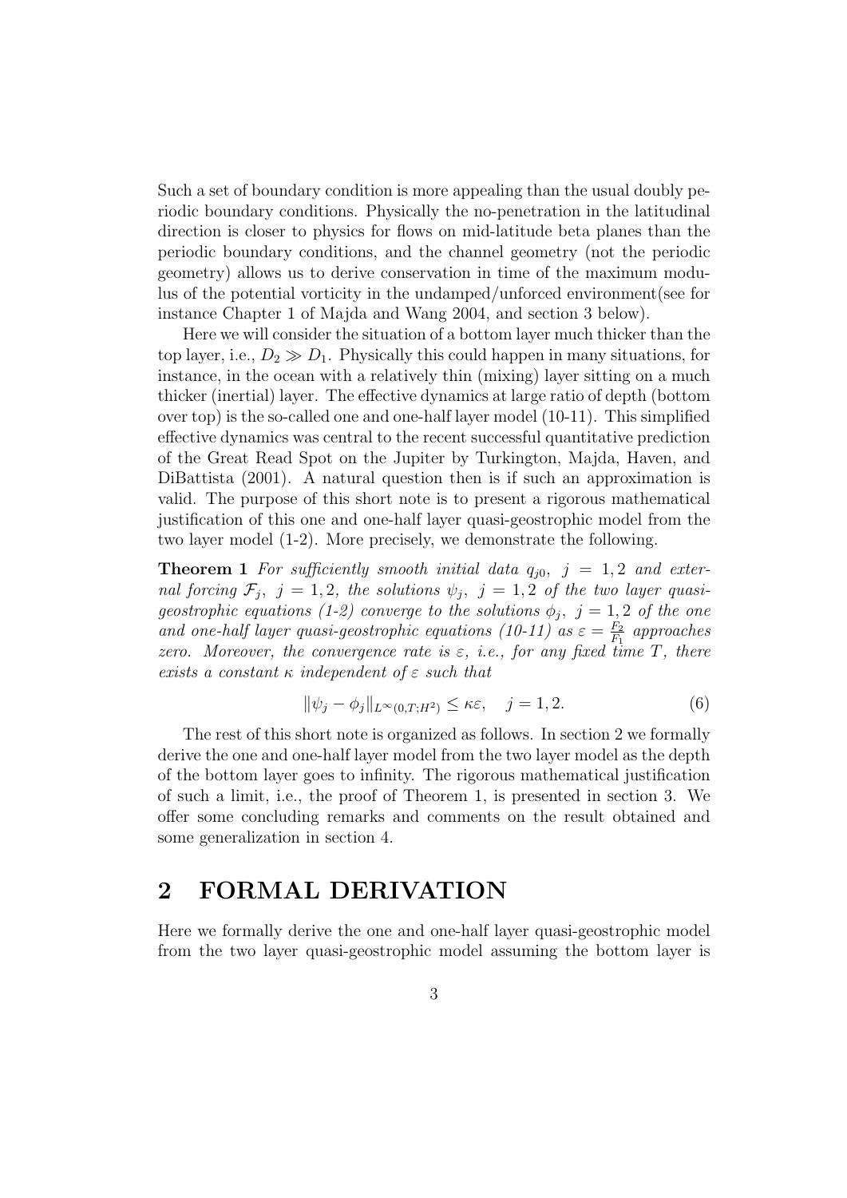Such a set of boundary condition is more appealing than the usual doubly periodic boundary conditions. Physically the no-penetration in the latitudinal direction is closer to physics for flows on mid-latitude beta planes than the periodic boundary conditions, and the channel geometry (not the periodic geometry) allows us to derive conservation in time of the maximum modulus of the potential vorticity in the undamped/unforced environment(see for instance Chapter 1 of Majda and Wang 2004, and section 3 below).

Here we will consider the situation of a bottom layer much thicker than the top layer, i.e., $D_2 \gg D_1$. Physically this could happen in many situations, for instance, in the ocean with a relatively thin (mixing) layer sitting on a much thicker (inertial) layer. The effective dynamics at large ratio of depth (bottom over top) is the so-called one and one-half layer model (10-11). This simplified effective dynamics was central to the recent successful quantitative prediction of the Great Read Spot on the Jupiter by Turkington, Majda, Haven, and DiBattista (2001). A natural question then is if such an approximation is valid. The purpose of this short note is to present a rigorous mathematical justification of this one and one-half layer quasi-geostrophic model from the two layer model (1-2). More precisely, we demonstrate the following.

**Theorem 1** *For sufficiently smooth initial data $q_{j0},\ j = 1, 2$ and external forcing $\mathcal{F}_j,\ j = 1, 2$, the solutions $\psi_j,\ j = 1, 2$ of the two layer quasi-geostrophic equations (1-2) converge to the solutions $\phi_j,\ j = 1, 2$ of the one and one-half layer quasi-geostrophic equations (10-11) as $\varepsilon = \frac{F_2}{F_1}$ approaches zero. Moreover, the convergence rate is $\varepsilon$, i.e., for any fixed time $T$, there exists a constant $\kappa$ independent of $\varepsilon$ such that*

$$\|\psi_j - \phi_j\|_{L^\infty(0,T;H^2)} \leq \kappa\varepsilon, \quad j = 1, 2. \tag{6}$$

The rest of this short note is organized as follows. In section 2 we formally derive the one and one-half layer model from the two layer model as the depth of the bottom layer goes to infinity. The rigorous mathematical justification of such a limit, i.e., the proof of Theorem 1, is presented in section 3. We offer some concluding remarks and comments on the result obtained and some generalization in section 4.

## 2 FORMAL DERIVATION

Here we formally derive the one and one-half layer quasi-geostrophic model from the two layer quasi-geostrophic model assuming the bottom layer is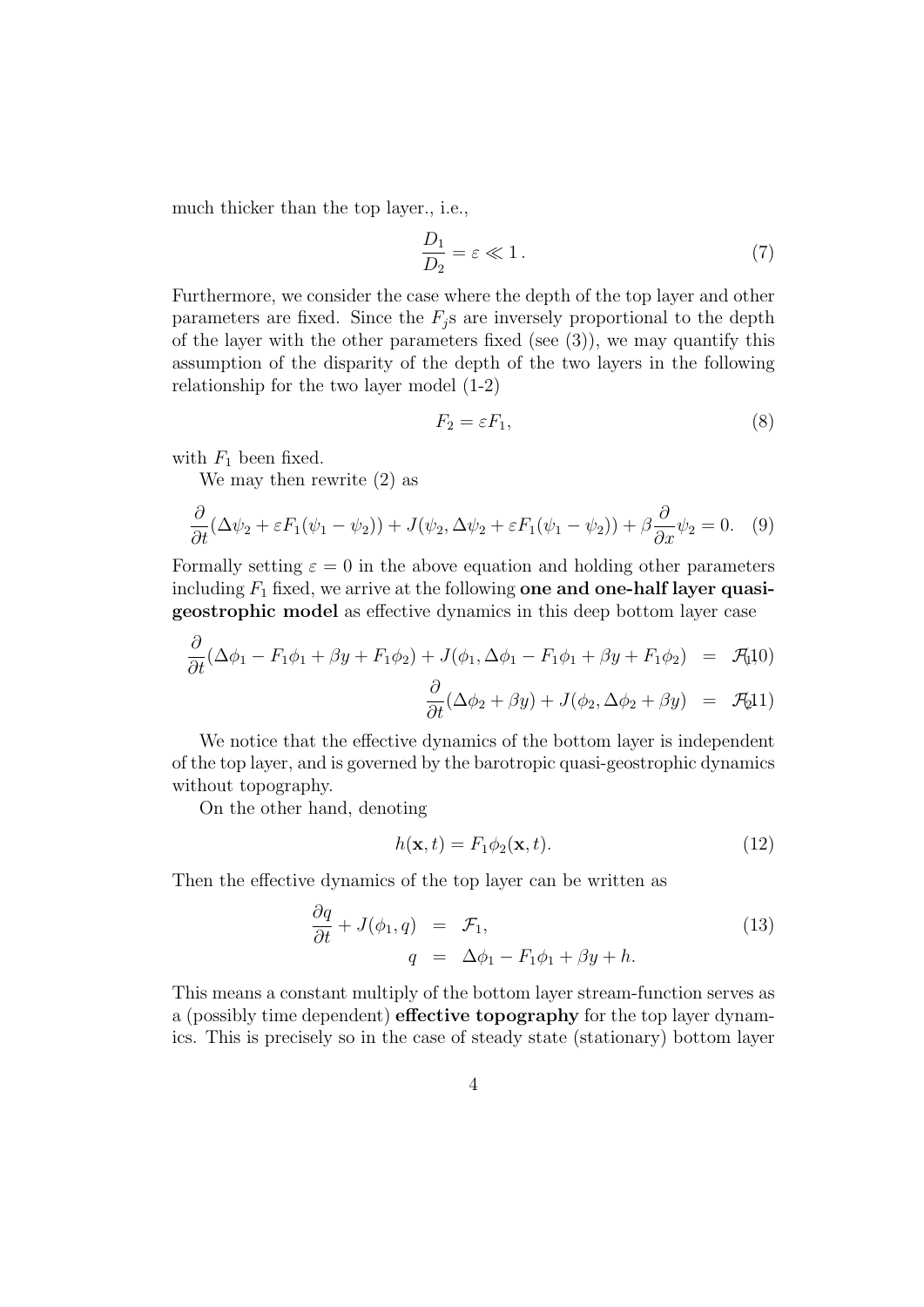much thicker than the top layer., i.e.,

$$\frac{D_1}{D_2} = \varepsilon \ll 1 \,. \tag{7}$$

Furthermore, we consider the case where the depth of the top layer and other parameters are fixed. Since the $F_j$s are inversely proportional to the depth of the layer with the other parameters fixed (see (3)), we may quantify this assumption of the disparity of the depth of the two layers in the following relationship for the two layer model (1-2)

$$F_2 = \varepsilon F_1, \tag{8}$$

with $F_1$ been fixed.

We may then rewrite (2) as

$$\frac{\partial}{\partial t}(\Delta\psi_2 + \varepsilon F_1(\psi_1 - \psi_2)) + J(\psi_2, \Delta\psi_2 + \varepsilon F_1(\psi_1 - \psi_2)) + \beta\frac{\partial}{\partial x}\psi_2 = 0. \tag{9}$$

Formally setting $\varepsilon = 0$ in the above equation and holding other parameters including $F_1$ fixed, we arrive at the following **one and one-half layer quasi-geostrophic model** as effective dynamics in this deep bottom layer case

$$\frac{\partial}{\partial t}(\Delta\phi_1 - F_1\phi_1 + \beta y + F_1\phi_2) + J(\phi_1, \Delta\phi_1 - F_1\phi_1 + \beta y + F_1\phi_2) = \mathcal{F}_1 \tag{10}$$

$$\frac{\partial}{\partial t}(\Delta\phi_2 + \beta y) + J(\phi_2, \Delta\phi_2 + \beta y) = \mathcal{F}_2 \tag{11}$$

We notice that the effective dynamics of the bottom layer is independent of the top layer, and is governed by the barotropic quasi-geostrophic dynamics without topography.

On the other hand, denoting

$$h(\mathbf{x}, t) = F_1\phi_2(\mathbf{x}, t). \tag{12}$$

Then the effective dynamics of the top layer can be written as

$$\begin{aligned} \frac{\partial q}{\partial t} + J(\phi_1, q) &= \mathcal{F}_1, \\ q &= \Delta\phi_1 - F_1\phi_1 + \beta y + h. \end{aligned} \tag{13}$$

This means a constant multiply of the bottom layer stream-function serves as a (possibly time dependent) **effective topography** for the top layer dynamics. This is precisely so in the case of steady state (stationary) bottom layer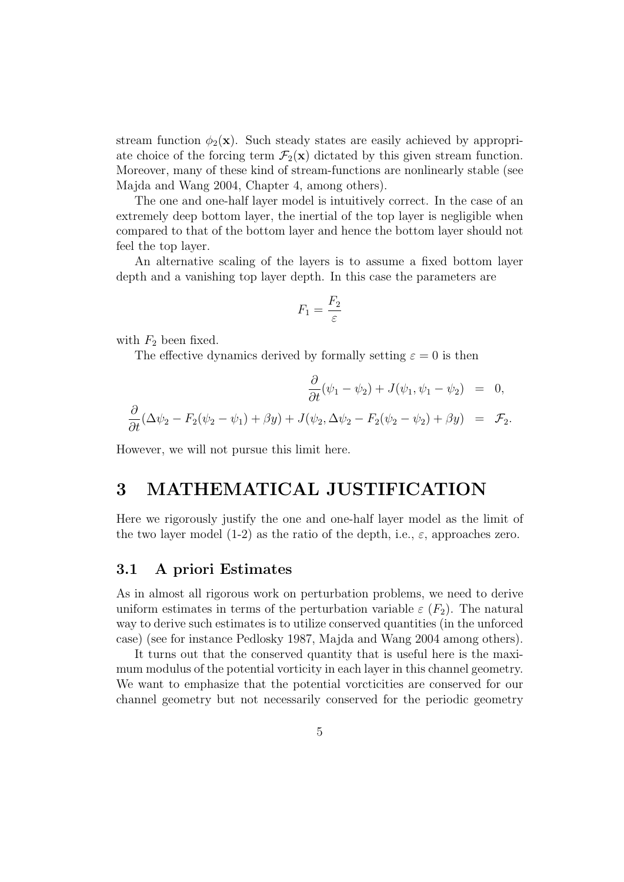stream function $\phi_2(\mathbf{x})$. Such steady states are easily achieved by appropriate choice of the forcing term $\mathcal{F}_2(\mathbf{x})$ dictated by this given stream function. Moreover, many of these kind of stream-functions are nonlinearly stable (see Majda and Wang 2004, Chapter 4, among others).

The one and one-half layer model is intuitively correct. In the case of an extremely deep bottom layer, the inertial of the top layer is negligible when compared to that of the bottom layer and hence the bottom layer should not feel the top layer.

An alternative scaling of the layers is to assume a fixed bottom layer depth and a vanishing top layer depth. In this case the parameters are

$$F_1 = \frac{F_2}{\varepsilon}$$

with $F_2$ been fixed.

The effective dynamics derived by formally setting $\varepsilon = 0$ is then

$$\begin{aligned}
\frac{\partial}{\partial t}(\psi_1 - \psi_2) + J(\psi_1, \psi_1 - \psi_2) &= 0, \\
\frac{\partial}{\partial t}(\Delta\psi_2 - F_2(\psi_2 - \psi_1) + \beta y) + J(\psi_2, \Delta\psi_2 - F_2(\psi_2 - \psi_2) + \beta y) &= \mathcal{F}_2.
\end{aligned}$$

However, we will not pursue this limit here.

# 3 MATHEMATICAL JUSTIFICATION

Here we rigorously justify the one and one-half layer model as the limit of the two layer model (1-2) as the ratio of the depth, i.e., $\varepsilon$, approaches zero.

## 3.1 A priori Estimates

As in almost all rigorous work on perturbation problems, we need to derive uniform estimates in terms of the perturbation variable $\varepsilon$ ($F_2$). The natural way to derive such estimates is to utilize conserved quantities (in the unforced case) (see for instance Pedlosky 1987, Majda and Wang 2004 among others).

It turns out that the conserved quantity that is useful here is the maximum modulus of the potential vorticity in each layer in this channel geometry. We want to emphasize that the potential vorcticities are conserved for our channel geometry but not necessarily conserved for the periodic geometry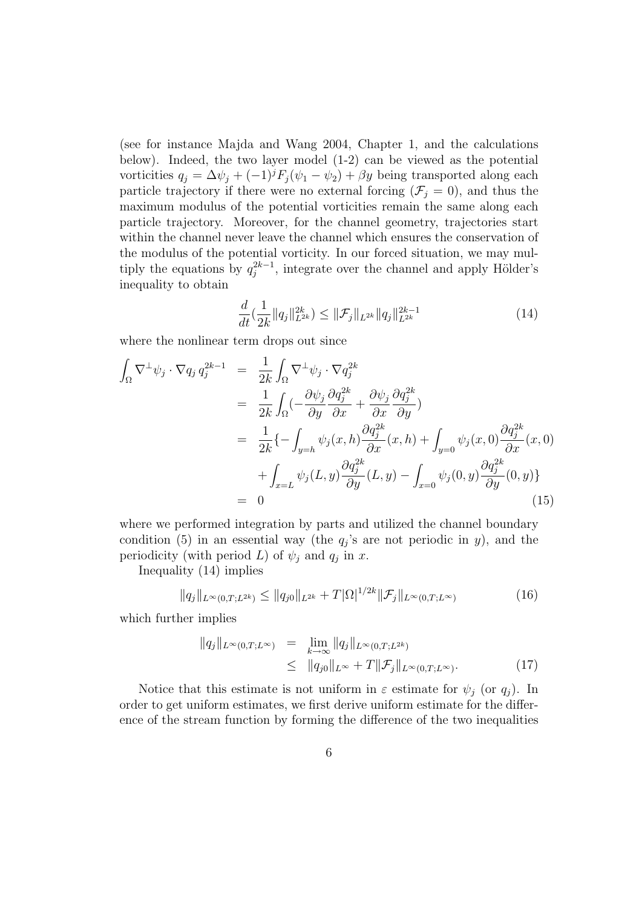(see for instance Majda and Wang 2004, Chapter 1, and the calculations below). Indeed, the two layer model (1-2) can be viewed as the potential vorticities $q_j = \Delta\psi_j + (-1)^j F_j(\psi_1 - \psi_2) + \beta y$ being transported along each particle trajectory if there were no external forcing ($\mathcal{F}_j = 0$), and thus the maximum modulus of the potential vorticities remain the same along each particle trajectory. Moreover, for the channel geometry, trajectories start within the channel never leave the channel which ensures the conservation of the modulus of the potential vorticity. In our forced situation, we may multiply the equations by $q_j^{2k-1}$, integrate over the channel and apply Hölder's inequality to obtain

$$\frac{d}{dt}(\frac{1}{2k}\|q_j\|_{L^{2k}}^{2k}) \le \|\mathcal{F}_j\|_{L^{2k}}\|q_j\|_{L^{2k}}^{2k-1} \tag{14}$$

where the nonlinear term drops out since

$$\begin{aligned}
\int_\Omega \nabla^\perp\psi_j \cdot \nabla q_j\, q_j^{2k-1} &= \frac{1}{2k}\int_\Omega \nabla^\perp\psi_j \cdot \nabla q_j^{2k} \\
&= \frac{1}{2k}\int_\Omega (-\frac{\partial\psi_j}{\partial y}\frac{\partial q_j^{2k}}{\partial x} + \frac{\partial\psi_j}{\partial x}\frac{\partial q_j^{2k}}{\partial y}) \\
&= \frac{1}{2k}\{-\int_{y=h}\psi_j(x,h)\frac{\partial q_j^{2k}}{\partial x}(x,h) + \int_{y=0}\psi_j(x,0)\frac{\partial q_j^{2k}}{\partial x}(x,0) \\
&\quad + \int_{x=L}\psi_j(L,y)\frac{\partial q_j^{2k}}{\partial y}(L,y) - \int_{x=0}\psi_j(0,y)\frac{\partial q_j^{2k}}{\partial y}(0,y)\} \\
&= 0
\end{aligned} \tag{15}$$

where we performed integration by parts and utilized the channel boundary condition (5) in an essential way (the $q_j$'s are not periodic in $y$), and the periodicity (with period $L$) of $\psi_j$ and $q_j$ in $x$.

Inequality (14) implies

$$\|q_j\|_{L^\infty(0,T;L^{2k})} \le \|q_{j0}\|_{L^{2k}} + T|\Omega|^{1/2k}\|\mathcal{F}_j\|_{L^\infty(0,T;L^\infty)} \tag{16}$$

which further implies

$$\begin{aligned}
\|q_j\|_{L^\infty(0,T;L^\infty)} &= \lim_{k\to\infty}\|q_j\|_{L^\infty(0,T;L^{2k})} \\
&\le \|q_{j0}\|_{L^\infty} + T\|\mathcal{F}_j\|_{L^\infty(0,T;L^\infty)}.
\end{aligned} \tag{17}$$

Notice that this estimate is not uniform in $\varepsilon$ estimate for $\psi_j$ (or $q_j$). In order to get uniform estimates, we first derive uniform estimate for the difference of the stream function by forming the difference of the two inequalities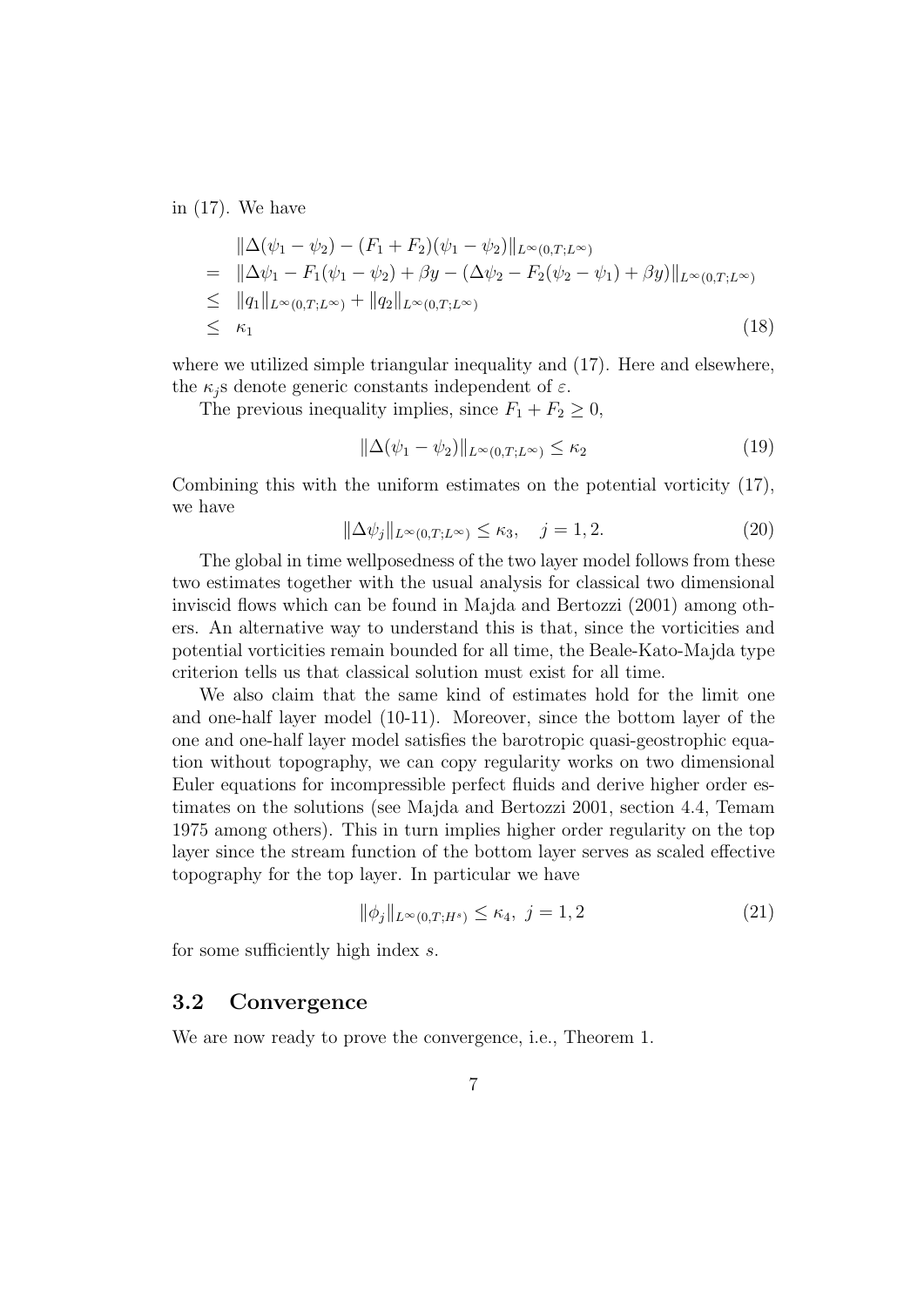in (17). We have

$$
\begin{aligned}
& \|\Delta(\psi_1 - \psi_2) - (F_1 + F_2)(\psi_1 - \psi_2)\|_{L^\infty(0,T;L^\infty)} \\
= \; & \|\Delta\psi_1 - F_1(\psi_1 - \psi_2) + \beta y - (\Delta\psi_2 - F_2(\psi_2 - \psi_1) + \beta y)\|_{L^\infty(0,T;L^\infty)} \\
\leq \; & \|q_1\|_{L^\infty(0,T;L^\infty)} + \|q_2\|_{L^\infty(0,T;L^\infty)} \\
\leq \; & \kappa_1
\end{aligned}
\tag{18}
$$

where we utilized simple triangular inequality and (17). Here and elsewhere, the $\kappa_j$s denote generic constants independent of $\varepsilon$.

The previous inequality implies, since $F_1 + F_2 \geq 0$,

$$
\|\Delta(\psi_1 - \psi_2)\|_{L^\infty(0,T;L^\infty)} \leq \kappa_2 \tag{19}
$$

Combining this with the uniform estimates on the potential vorticity (17), we have

$$
\|\Delta\psi_j\|_{L^\infty(0,T;L^\infty)} \leq \kappa_3, \quad j = 1, 2. \tag{20}
$$

The global in time wellposedness of the two layer model follows from these two estimates together with the usual analysis for classical two dimensional inviscid flows which can be found in Majda and Bertozzi (2001) among others. An alternative way to understand this is that, since the vorticities and potential vorticities remain bounded for all time, the Beale-Kato-Majda type criterion tells us that classical solution must exist for all time.

We also claim that the same kind of estimates hold for the limit one and one-half layer model (10-11). Moreover, since the bottom layer of the one and one-half layer model satisfies the barotropic quasi-geostrophic equation without topography, we can copy regularity works on two dimensional Euler equations for incompressible perfect fluids and derive higher order estimates on the solutions (see Majda and Bertozzi 2001, section 4.4, Temam 1975 among others). This in turn implies higher order regularity on the top layer since the stream function of the bottom layer serves as scaled effective topography for the top layer. In particular we have

$$
\|\phi_j\|_{L^\infty(0,T;H^s)} \leq \kappa_4, \; j = 1, 2 \tag{21}
$$

for some sufficiently high index $s$.

### 3.2 Convergence

We are now ready to prove the convergence, i.e., Theorem 1.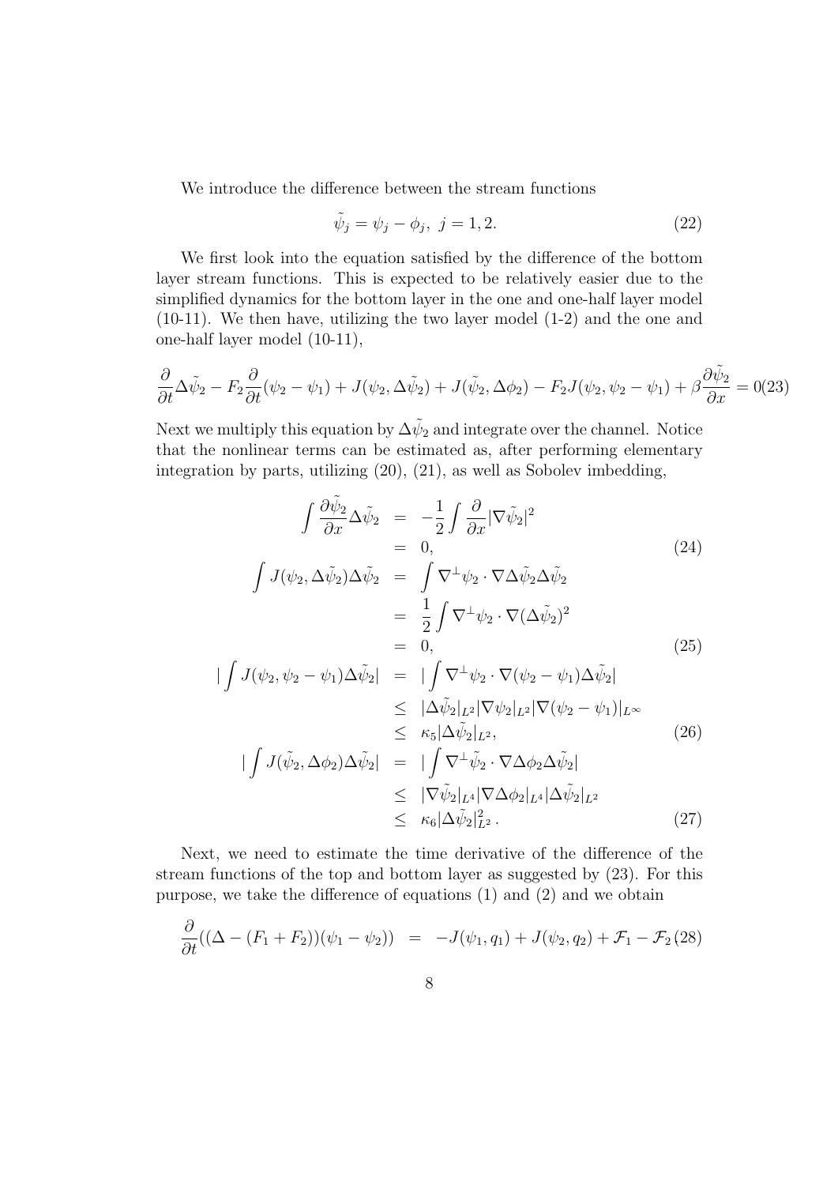We introduce the difference between the stream functions

$$\tilde{\psi}_j = \psi_j - \phi_j, \ j = 1, 2. \tag{22}$$

We first look into the equation satisfied by the difference of the bottom layer stream functions. This is expected to be relatively easier due to the simplified dynamics for the bottom layer in the one and one-half layer model (10-11). We then have, utilizing the two layer model (1-2) and the one and one-half layer model (10-11),

$$\frac{\partial}{\partial t}\Delta\tilde{\psi}_2 - F_2\frac{\partial}{\partial t}(\psi_2 - \psi_1) + J(\psi_2, \Delta\tilde{\psi}_2) + J(\tilde{\psi}_2, \Delta\phi_2) - F_2 J(\psi_2, \psi_2 - \psi_1) + \beta\frac{\partial\tilde{\psi}_2}{\partial x} = 0 \tag{23}$$

Next we multiply this equation by $\Delta\tilde{\psi}_2$ and integrate over the channel. Notice that the nonlinear terms can be estimated as, after performing elementary integration by parts, utilizing (20), (21), as well as Sobolev imbedding,

$$\begin{aligned}
\int \frac{\partial\tilde{\psi}_2}{\partial x}\Delta\tilde{\psi}_2 &= -\frac{1}{2}\int \frac{\partial}{\partial x}|\nabla\tilde{\psi}_2|^2 \\
&= 0, \qquad (24)\\
\int J(\psi_2, \Delta\tilde{\psi}_2)\Delta\tilde{\psi}_2 &= \int \nabla^{\perp}\psi_2 \cdot \nabla\Delta\tilde{\psi}_2\Delta\tilde{\psi}_2 \\
&= \frac{1}{2}\int \nabla^{\perp}\psi_2 \cdot \nabla(\Delta\tilde{\psi}_2)^2 \\
&= 0, \qquad (25)\\
|\int J(\psi_2, \psi_2 - \psi_1)\Delta\tilde{\psi}_2| &= |\int \nabla^{\perp}\psi_2 \cdot \nabla(\psi_2 - \psi_1)\Delta\tilde{\psi}_2| \\
&\le |\Delta\tilde{\psi}_2|_{L^2}|\nabla\psi_2|_{L^2}|\nabla(\psi_2 - \psi_1)|_{L^\infty} \\
&\le \kappa_5|\Delta\tilde{\psi}_2|_{L^2}, \qquad (26)\\
|\int J(\tilde{\psi}_2, \Delta\phi_2)\Delta\tilde{\psi}_2| &= |\int \nabla^{\perp}\tilde{\psi}_2 \cdot \nabla\Delta\phi_2\Delta\tilde{\psi}_2| \\
&\le |\nabla\tilde{\psi}_2|_{L^4}|\nabla\Delta\phi_2|_{L^4}|\Delta\tilde{\psi}_2|_{L^2} \\
&\le \kappa_6|\Delta\tilde{\psi}_2|^2_{L^2}\,. \qquad (27)
\end{aligned}$$

Next, we need to estimate the time derivative of the difference of the stream functions of the top and bottom layer as suggested by (23). For this purpose, we take the difference of equations (1) and (2) and we obtain

$$\frac{\partial}{\partial t}((\Delta - (F_1 + F_2))(\psi_1 - \psi_2)) = -J(\psi_1, q_1) + J(\psi_2, q_2) + \mathcal{F}_1 - \mathcal{F}_2 \tag{28}$$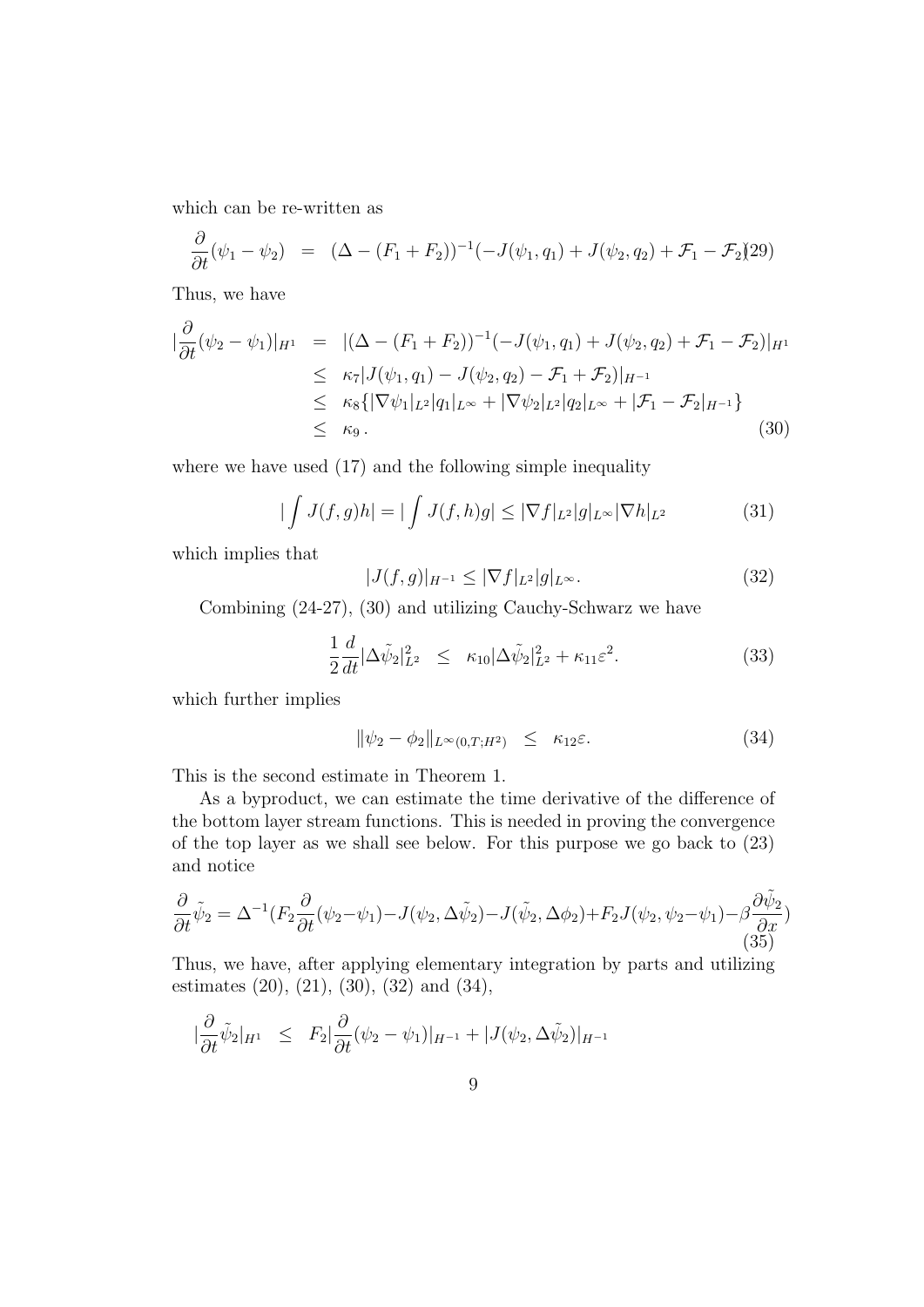which can be re-written as

$$\frac{\partial}{\partial t}(\psi_1 - \psi_2) = (\Delta - (F_1 + F_2))^{-1}(-J(\psi_1, q_1) + J(\psi_2, q_2) + \mathcal{F}_1 - \mathcal{F}_2) \tag{29}$$

Thus, we have

$$\begin{aligned}
|\frac{\partial}{\partial t}(\psi_2 - \psi_1)|_{H^1} &= |(\Delta - (F_1 + F_2))^{-1}(-J(\psi_1, q_1) + J(\psi_2, q_2) + \mathcal{F}_1 - \mathcal{F}_2)|_{H^1} \\
&\leq \kappa_7 |J(\psi_1, q_1) - J(\psi_2, q_2) - \mathcal{F}_1 + \mathcal{F}_2)|_{H^{-1}} \\
&\leq \kappa_8 \{ |\nabla \psi_1|_{L^2} |q_1|_{L^\infty} + |\nabla \psi_2|_{L^2} |q_2|_{L^\infty} + |\mathcal{F}_1 - \mathcal{F}_2|_{H^{-1}} \} \\
&\leq \kappa_9 \, .
\end{aligned} \tag{30}$$

where we have used (17) and the following simple inequality

$$|\int J(f, g) h| = |\int J(f, h) g| \leq |\nabla f|_{L^2} |g|_{L^\infty} |\nabla h|_{L^2} \tag{31}$$

which implies that

$$|J(f, g)|_{H^{-1}} \leq |\nabla f|_{L^2} |g|_{L^\infty}. \tag{32}$$

Combining (24-27), (30) and utilizing Cauchy-Schwarz we have

$$\frac{1}{2} \frac{d}{dt} |\Delta \tilde{\psi}_2|_{L^2}^2 \leq \kappa_{10} |\Delta \tilde{\psi}_2|_{L^2}^2 + \kappa_{11} \varepsilon^2. \tag{33}$$

which further implies

$$\|\psi_2 - \phi_2\|_{L^\infty(0,T;H^2)} \leq \kappa_{12} \varepsilon. \tag{34}$$

This is the second estimate in Theorem 1.

As a byproduct, we can estimate the time derivative of the difference of the bottom layer stream functions. This is needed in proving the convergence of the top layer as we shall see below. For this purpose we go back to (23) and notice

$$\frac{\partial}{\partial t} \tilde{\psi}_2 = \Delta^{-1}(F_2 \frac{\partial}{\partial t}(\psi_2 - \psi_1) - J(\psi_2, \Delta \tilde{\psi}_2) - J(\tilde{\psi}_2, \Delta \phi_2) + F_2 J(\psi_2, \psi_2 - \psi_1) - \beta \frac{\partial \tilde{\psi}_2}{\partial x}) \tag{35}$$

Thus, we have, after applying elementary integration by parts and utilizing estimates (20), (21), (30), (32) and (34),

$$|\frac{\partial}{\partial t} \tilde{\psi}_2|_{H^1} \leq F_2 |\frac{\partial}{\partial t}(\psi_2 - \psi_1)|_{H^{-1}} + |J(\psi_2, \Delta \tilde{\psi}_2)|_{H^{-1}}$$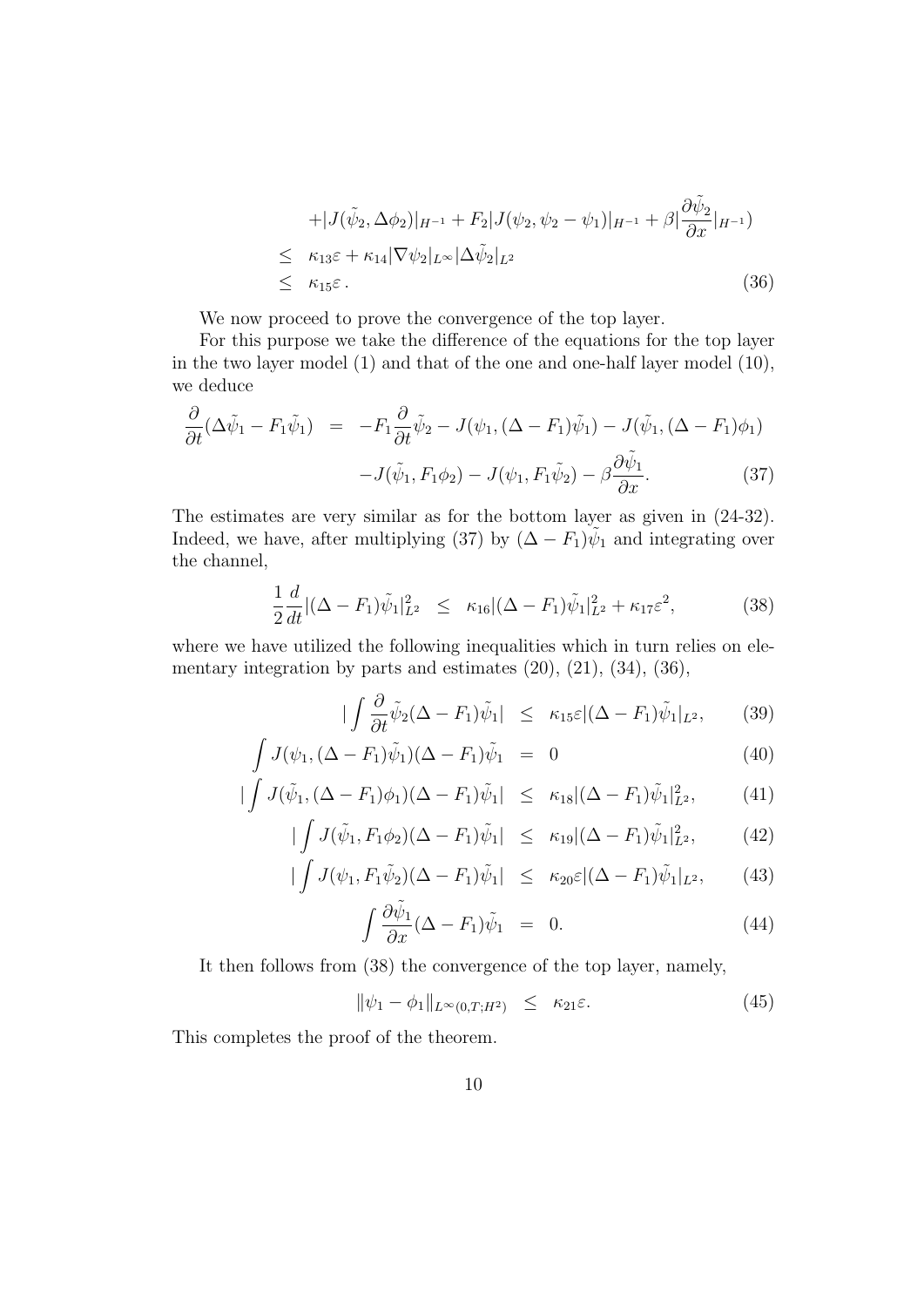$$
\begin{aligned}
&+|J(\tilde{\psi}_2, \Delta\phi_2)|_{H^{-1}} + F_2|J(\psi_2, \psi_2 - \psi_1)|_{H^{-1}} + \beta|\frac{\partial \tilde{\psi}_2}{\partial x}|_{H^{-1}}) \\
\leq\ & \kappa_{13}\varepsilon + \kappa_{14}|\nabla\psi_2|_{L^\infty}|\Delta\tilde{\psi}_2|_{L^2} \\
\leq\ & \kappa_{15}\varepsilon\,. \qquad (36)
\end{aligned}
$$

We now proceed to prove the convergence of the top layer.

For this purpose we take the difference of the equations for the top layer in the two layer model (1) and that of the one and one-half layer model (10), we deduce

$$
\begin{aligned}
\frac{\partial}{\partial t}(\Delta\tilde{\psi}_1 - F_1\tilde{\psi}_1) &= -F_1\frac{\partial}{\partial t}\tilde{\psi}_2 - J(\psi_1, (\Delta - F_1)\tilde{\psi}_1) - J(\tilde{\psi}_1, (\Delta - F_1)\phi_1) \\
&\quad - J(\tilde{\psi}_1, F_1\phi_2) - J(\psi_1, F_1\tilde{\psi}_2) - \beta\frac{\partial\tilde{\psi}_1}{\partial x}. \qquad (37)
\end{aligned}
$$

The estimates are very similar as for the bottom layer as given in (24-32). Indeed, we have, after multiplying (37) by $(\Delta - F_1)\tilde{\psi}_1$ and integrating over the channel,

$$
\frac{1}{2}\frac{d}{dt}|(\Delta - F_1)\tilde{\psi}_1|^2_{L^2} \leq \kappa_{16}|(\Delta - F_1)\tilde{\psi}_1|^2_{L^2} + \kappa_{17}\varepsilon^2, \qquad (38)
$$

where we have utilized the following inequalities which in turn relies on elementary integration by parts and estimates (20), (21), (34), (36),

$$
\begin{aligned}
|\int \frac{\partial}{\partial t}\tilde{\psi}_2(\Delta - F_1)\tilde{\psi}_1| &\leq \kappa_{15}\varepsilon|(\Delta - F_1)\tilde{\psi}_1|_{L^2}, \qquad (39) \\
\int J(\psi_1, (\Delta - F_1)\tilde{\psi}_1)(\Delta - F_1)\tilde{\psi}_1 &= 0 \qquad (40) \\
|\int J(\tilde{\psi}_1, (\Delta - F_1)\phi_1)(\Delta - F_1)\tilde{\psi}_1| &\leq \kappa_{18}|(\Delta - F_1)\tilde{\psi}_1|^2_{L^2}, \qquad (41) \\
|\int J(\tilde{\psi}_1, F_1\phi_2)(\Delta - F_1)\tilde{\psi}_1| &\leq \kappa_{19}|(\Delta - F_1)\tilde{\psi}_1|^2_{L^2}, \qquad (42) \\
|\int J(\psi_1, F_1\tilde{\psi}_2)(\Delta - F_1)\tilde{\psi}_1| &\leq \kappa_{20}\varepsilon|(\Delta - F_1)\tilde{\psi}_1|_{L^2}, \qquad (43) \\
\int \frac{\partial\tilde{\psi}_1}{\partial x}(\Delta - F_1)\tilde{\psi}_1 &= 0. \qquad (44)
\end{aligned}
$$

It then follows from (38) the convergence of the top layer, namely,

$$
\|\psi_1 - \phi_1\|_{L^\infty(0,T;H^2)} \leq \kappa_{21}\varepsilon. \qquad (45)
$$

This completes the proof of the theorem.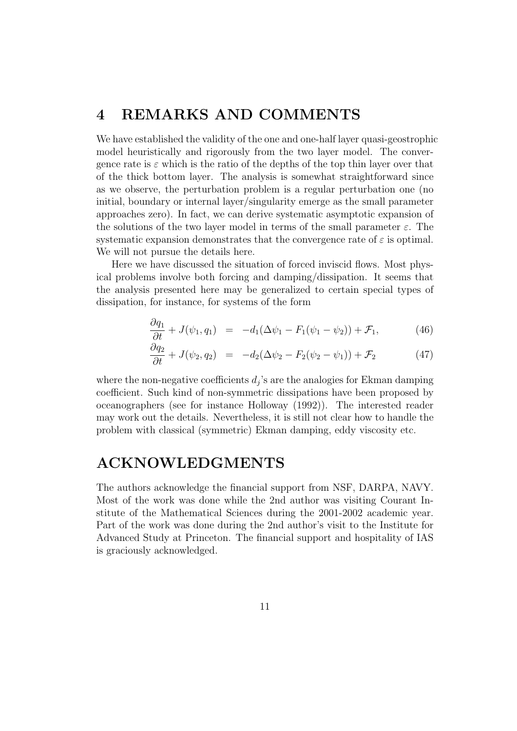# 4 REMARKS AND COMMENTS

We have established the validity of the one and one-half layer quasi-geostrophic model heuristically and rigorously from the two layer model. The convergence rate is $\varepsilon$ which is the ratio of the depths of the top thin layer over that of the thick bottom layer. The analysis is somewhat straightforward since as we observe, the perturbation problem is a regular perturbation one (no initial, boundary or internal layer/singularity emerge as the small parameter approaches zero). In fact, we can derive systematic asymptotic expansion of the solutions of the two layer model in terms of the small parameter $\varepsilon$. The systematic expansion demonstrates that the convergence rate of $\varepsilon$ is optimal. We will not pursue the details here.

Here we have discussed the situation of forced inviscid flows. Most physical problems involve both forcing and damping/dissipation. It seems that the analysis presented here may be generalized to certain special types of dissipation, for instance, for systems of the form

$$\frac{\partial q_1}{\partial t} + J(\psi_1, q_1) = -d_1(\Delta\psi_1 - F_1(\psi_1 - \psi_2)) + \mathcal{F}_1, \tag{46}$$

$$\frac{\partial q_2}{\partial t} + J(\psi_2, q_2) = -d_2(\Delta\psi_2 - F_2(\psi_2 - \psi_1)) + \mathcal{F}_2 \tag{47}$$

where the non-negative coefficients $d_j$'s are the analogies for Ekman damping coefficient. Such kind of non-symmetric dissipations have been proposed by oceanographers (see for instance Holloway (1992)). The interested reader may work out the details. Nevertheless, it is still not clear how to handle the problem with classical (symmetric) Ekman damping, eddy viscosity etc.

# ACKNOWLEDGMENTS

The authors acknowledge the financial support from NSF, DARPA, NAVY. Most of the work was done while the 2nd author was visiting Courant Institute of the Mathematical Sciences during the 2001-2002 academic year. Part of the work was done during the 2nd author's visit to the Institute for Advanced Study at Princeton. The financial support and hospitality of IAS is graciously acknowledged.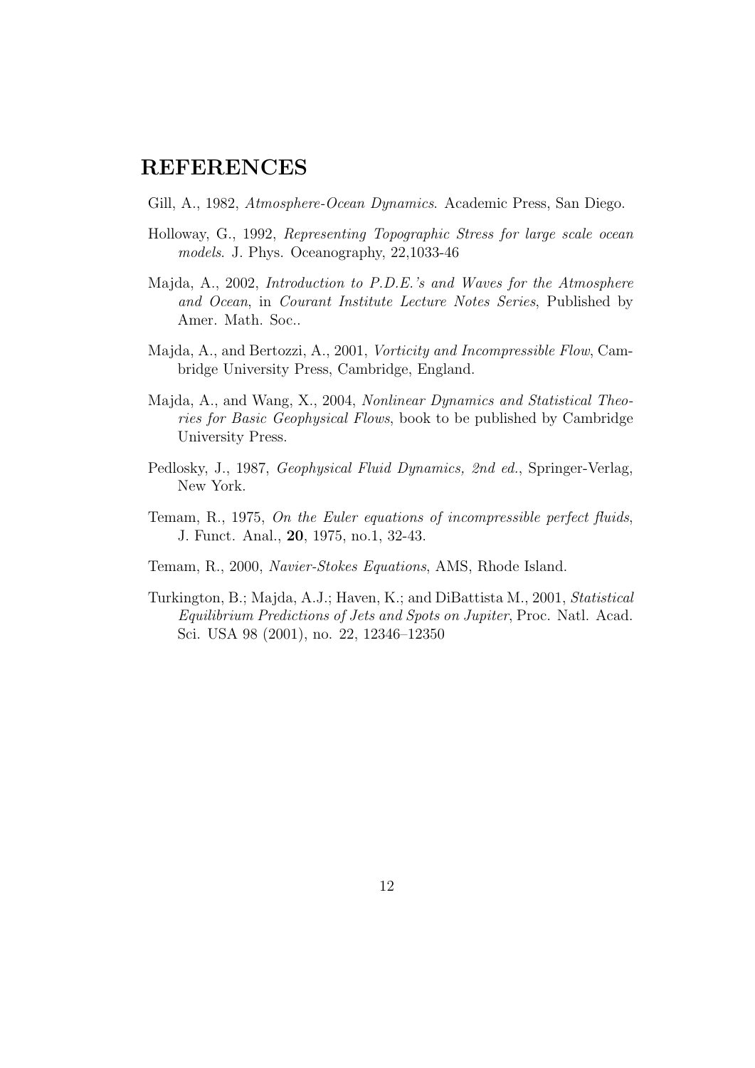# REFERENCES

Gill, A., 1982, *Atmosphere-Ocean Dynamics*. Academic Press, San Diego.

Holloway, G., 1992, *Representing Topographic Stress for large scale ocean models*. J. Phys. Oceanography, 22,1033-46

Majda, A., 2002, *Introduction to P.D.E.'s and Waves for the Atmosphere and Ocean*, in *Courant Institute Lecture Notes Series*, Published by Amer. Math. Soc..

Majda, A., and Bertozzi, A., 2001, *Vorticity and Incompressible Flow*, Cambridge University Press, Cambridge, England.

Majda, A., and Wang, X., 2004, *Nonlinear Dynamics and Statistical Theories for Basic Geophysical Flows*, book to be published by Cambridge University Press.

Pedlosky, J., 1987, *Geophysical Fluid Dynamics, 2nd ed.*, Springer-Verlag, New York.

Temam, R., 1975, *On the Euler equations of incompressible perfect fluids*, J. Funct. Anal., **20**, 1975, no.1, 32-43.

Temam, R., 2000, *Navier-Stokes Equations*, AMS, Rhode Island.

Turkington, B.; Majda, A.J.; Haven, K.; and DiBattista M., 2001, *Statistical Equilibrium Predictions of Jets and Spots on Jupiter*, Proc. Natl. Acad. Sci. USA 98 (2001), no. 22, 12346–12350